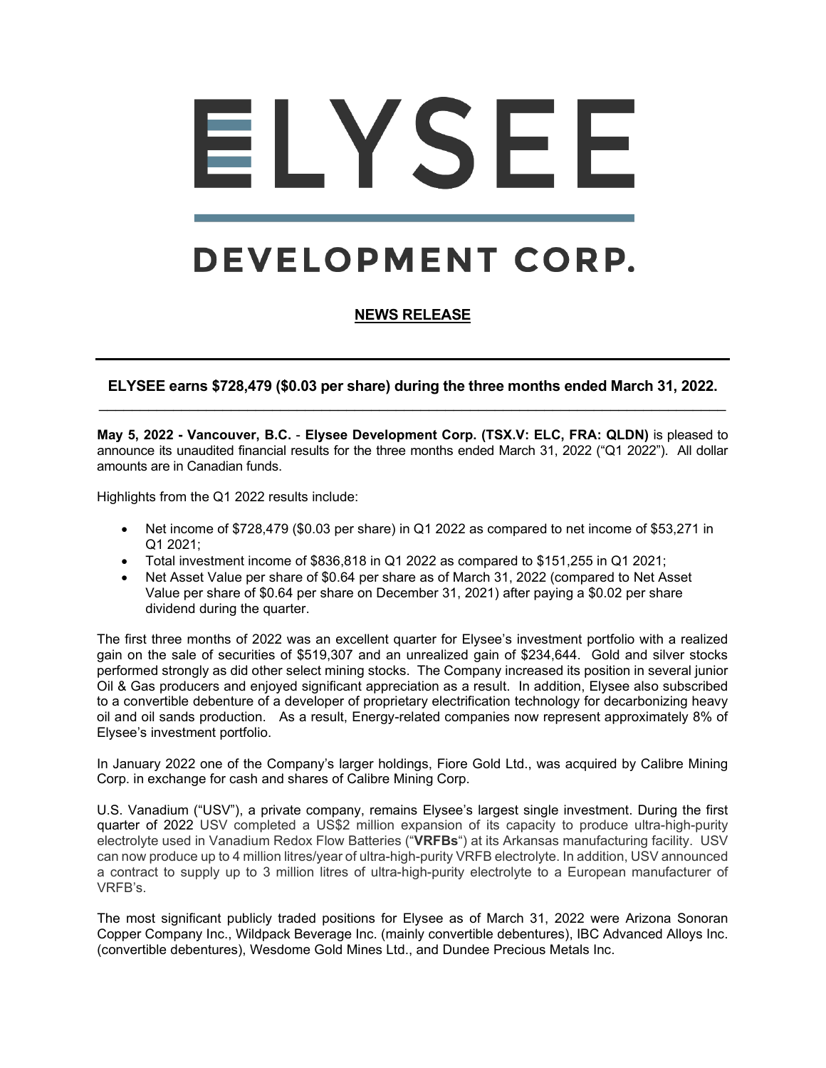# ELYSEE

# DEVELOPMENT CORP.

## NEWS RELEASE

---

### ELYSEE earns $728,479 ($0.03 per share) during the three months ended March 31, 2022.

---

**May 5, 2022 - Vancouver, B.C.** - **Elysee Development Corp. (TSX.V: ELC, FRA: QLDN)** is pleased to announce its unaudited financial results for the three months ended March 31, 2022 ("Q1 2022"). All dollar amounts are in Canadian funds.

Highlights from the Q1 2022 results include:

- Net income of $728,479 ($0.03 per share) in Q1 2022 as compared to net income of $53,271 in Q1 2021;
- Total investment income of $836,818 in Q1 2022 as compared to $151,255 in Q1 2021;
- Net Asset Value per share of $0.64 per share as of March 31, 2022 (compared to Net Asset Value per share of $0.64 per share on December 31, 2021) after paying a $0.02 per share dividend during the quarter.

The first three months of 2022 was an excellent quarter for Elysee's investment portfolio with a realized gain on the sale of securities of $519,307 and an unrealized gain of $234,644. Gold and silver stocks performed strongly as did other select mining stocks. The Company increased its position in several junior Oil & Gas producers and enjoyed significant appreciation as a result. In addition, Elysee also subscribed to a convertible debenture of a developer of proprietary electrification technology for decarbonizing heavy oil and oil sands production. As a result, Energy-related companies now represent approximately 8% of Elysee's investment portfolio.

In January 2022 one of the Company's larger holdings, Fiore Gold Ltd., was acquired by Calibre Mining Corp. in exchange for cash and shares of Calibre Mining Corp.

U.S. Vanadium ("USV"), a private company, remains Elysee's largest single investment. During the first quarter of 2022 USV completed a US$2 million expansion of its capacity to produce ultra-high-purity electrolyte used in Vanadium Redox Flow Batteries ("**VRFBs**") at its Arkansas manufacturing facility. USV can now produce up to 4 million litres/year of ultra-high-purity VRFB electrolyte. In addition, USV announced a contract to supply up to 3 million litres of ultra-high-purity electrolyte to a European manufacturer of VRFB's.

The most significant publicly traded positions for Elysee as of March 31, 2022 were Arizona Sonoran Copper Company Inc., Wildpack Beverage Inc. (mainly convertible debentures), IBC Advanced Alloys Inc. (convertible debentures), Wesdome Gold Mines Ltd., and Dundee Precious Metals Inc.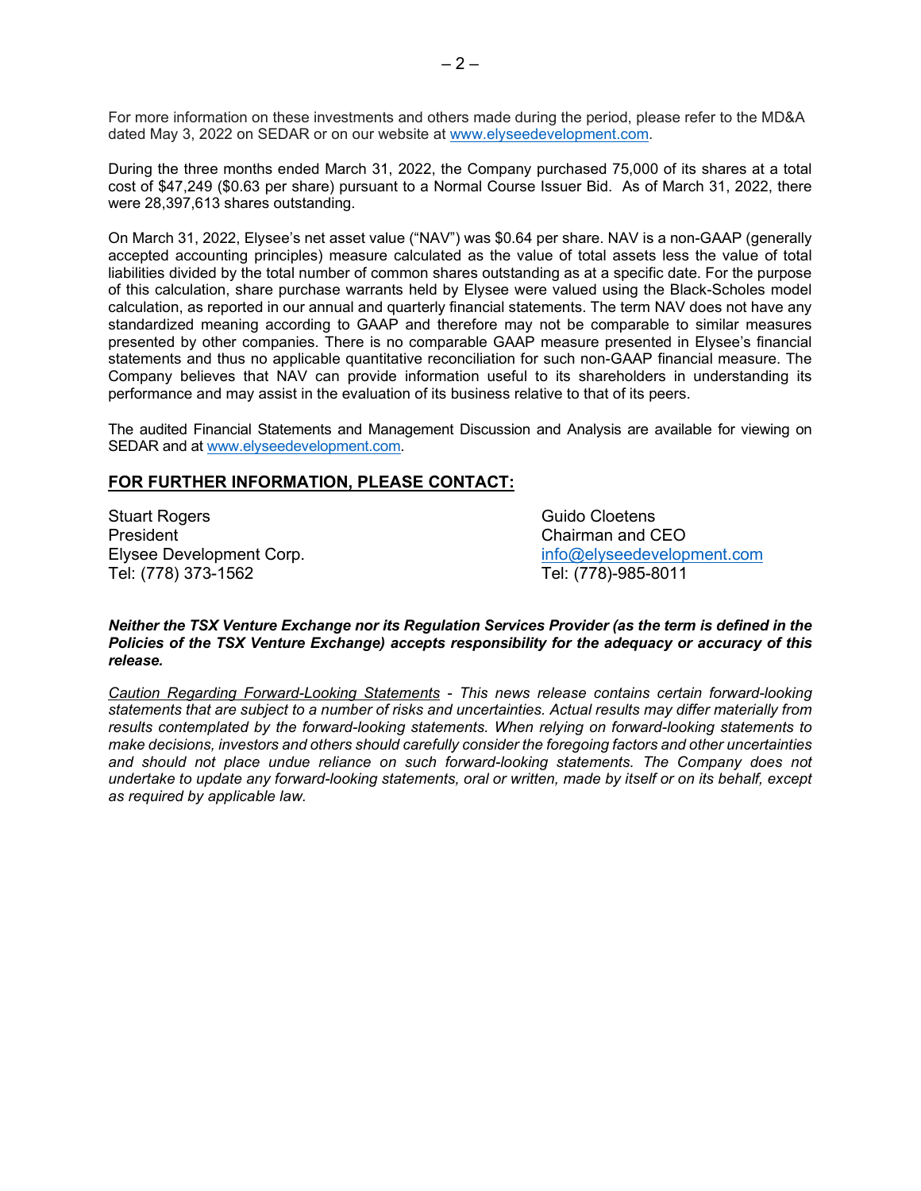For more information on these investments and others made during the period, please refer to the MD&A dated May 3, 2022 on SEDAR or on our website at www.elyseedevelopment.com.

During the three months ended March 31, 2022, the Company purchased 75,000 of its shares at a total cost of $47,249 ($0.63 per share) pursuant to a Normal Course Issuer Bid. As of March 31, 2022, there were 28,397,613 shares outstanding.

On March 31, 2022, Elysee's net asset value ("NAV") was $0.64 per share. NAV is a non-GAAP (generally accepted accounting principles) measure calculated as the value of total assets less the value of total liabilities divided by the total number of common shares outstanding as at a specific date. For the purpose of this calculation, share purchase warrants held by Elysee were valued using the Black-Scholes model calculation, as reported in our annual and quarterly financial statements. The term NAV does not have any standardized meaning according to GAAP and therefore may not be comparable to similar measures presented by other companies. There is no comparable GAAP measure presented in Elysee's financial statements and thus no applicable quantitative reconciliation for such non-GAAP financial measure. The Company believes that NAV can provide information useful to its shareholders in understanding its performance and may assist in the evaluation of its business relative to that of its peers.

The audited Financial Statements and Management Discussion and Analysis are available for viewing on SEDAR and at www.elyseedevelopment.com.

## FOR FURTHER INFORMATION, PLEASE CONTACT:

Stuart Rogers
President
Elysee Development Corp.
Tel: (778) 373-1562

Guido Cloetens
Chairman and CEO
info@elyseedevelopment.com
Tel: (778)-985-8011

***Neither the TSX Venture Exchange nor its Regulation Services Provider (as the term is defined in the Policies of the TSX Venture Exchange) accepts responsibility for the adequacy or accuracy of this release.***

*Caution Regarding Forward-Looking Statements - This news release contains certain forward-looking statements that are subject to a number of risks and uncertainties. Actual results may differ materially from results contemplated by the forward-looking statements. When relying on forward-looking statements to make decisions, investors and others should carefully consider the foregoing factors and other uncertainties and should not place undue reliance on such forward-looking statements. The Company does not undertake to update any forward-looking statements, oral or written, made by itself or on its behalf, except as required by applicable law.*